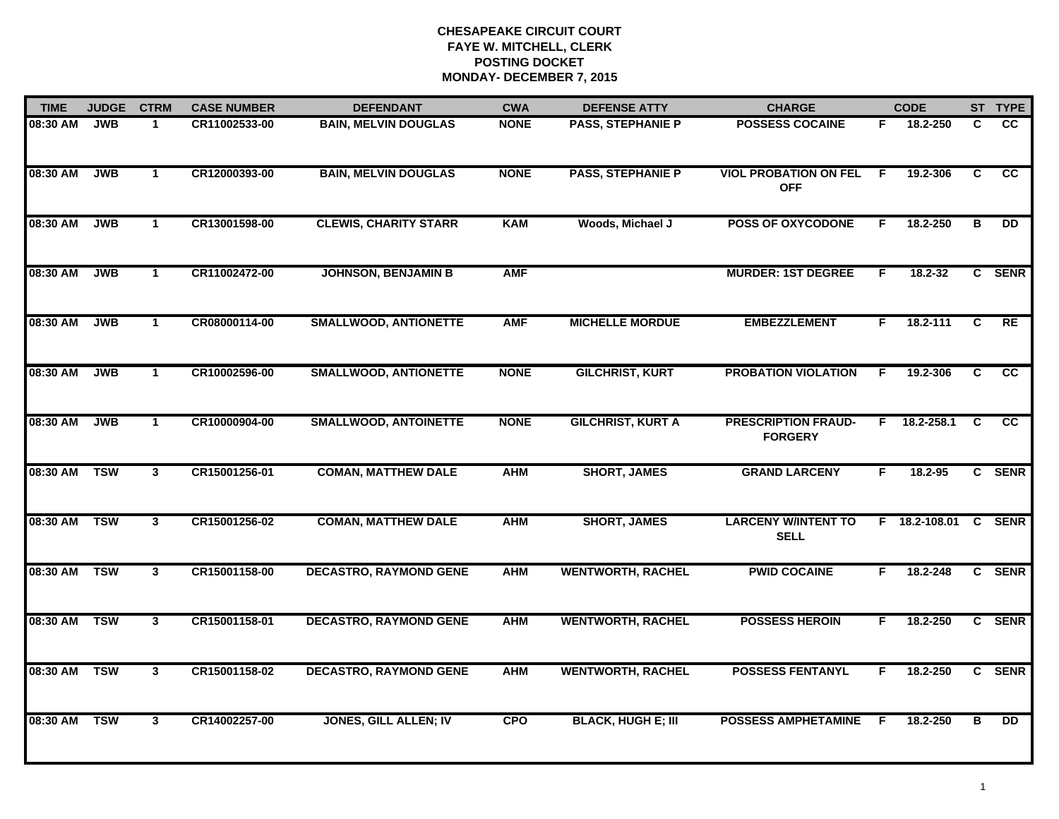# CHESAPEAKE CIRCUIT COURT
# FAYE W. MITCHELL, CLERK
# POSTING DOCKET
# MONDAY- DECEMBER 7, 2015

| TIME | JUDGE | CTRM | CASE NUMBER | DEFENDANT | CWA | DEFENSE ATTY | CHARGE | | CODE | ST | TYPE |
|---|---|---|---|---|---|---|---|---|---|---|---|
| 08:30 AM | JWB | 1 | CR11002533-00 | BAIN, MELVIN DOUGLAS | NONE | PASS, STEPHANIE P | POSSESS COCAINE | F | 18.2-250 | C | CC |
| 08:30 AM | JWB | 1 | CR12000393-00 | BAIN, MELVIN DOUGLAS | NONE | PASS, STEPHANIE P | VIOL PROBATION ON FEL OFF | F | 19.2-306 | C | CC |
| 08:30 AM | JWB | 1 | CR13001598-00 | CLEWIS, CHARITY STARR | KAM | Woods, Michael J | POSS OF OXYCODONE | F | 18.2-250 | B | DD |
| 08:30 AM | JWB | 1 | CR11002472-00 | JOHNSON, BENJAMIN B | AMF | | MURDER: 1ST DEGREE | F | 18.2-32 | C | SENR |
| 08:30 AM | JWB | 1 | CR08000114-00 | SMALLWOOD, ANTIONETTE | AMF | MICHELLE MORDUE | EMBEZZLEMENT | F | 18.2-111 | C | RE |
| 08:30 AM | JWB | 1 | CR10002596-00 | SMALLWOOD, ANTIONETTE | NONE | GILCHRIST, KURT | PROBATION VIOLATION | F | 19.2-306 | C | CC |
| 08:30 AM | JWB | 1 | CR10000904-00 | SMALLWOOD, ANTOINETTE | NONE | GILCHRIST, KURT A | PRESCRIPTION FRAUD-FORGERY | F | 18.2-258.1 | C | CC |
| 08:30 AM | TSW | 3 | CR15001256-01 | COMAN, MATTHEW DALE | AHM | SHORT, JAMES | GRAND LARCENY | F | 18.2-95 | C | SENR |
| 08:30 AM | TSW | 3 | CR15001256-02 | COMAN, MATTHEW DALE | AHM | SHORT, JAMES | LARCENY W/INTENT TO SELL | F | 18.2-108.01 | C | SENR |
| 08:30 AM | TSW | 3 | CR15001158-00 | DECASTRO, RAYMOND GENE | AHM | WENTWORTH, RACHEL | PWID COCAINE | F | 18.2-248 | C | SENR |
| 08:30 AM | TSW | 3 | CR15001158-01 | DECASTRO, RAYMOND GENE | AHM | WENTWORTH, RACHEL | POSSESS HEROIN | F | 18.2-250 | C | SENR |
| 08:30 AM | TSW | 3 | CR15001158-02 | DECASTRO, RAYMOND GENE | AHM | WENTWORTH, RACHEL | POSSESS FENTANYL | F | 18.2-250 | C | SENR |
| 08:30 AM | TSW | 3 | CR14002257-00 | JONES, GILL ALLEN; IV | CPO | BLACK, HUGH E; III | POSSESS AMPHETAMINE | F | 18.2-250 | B | DD |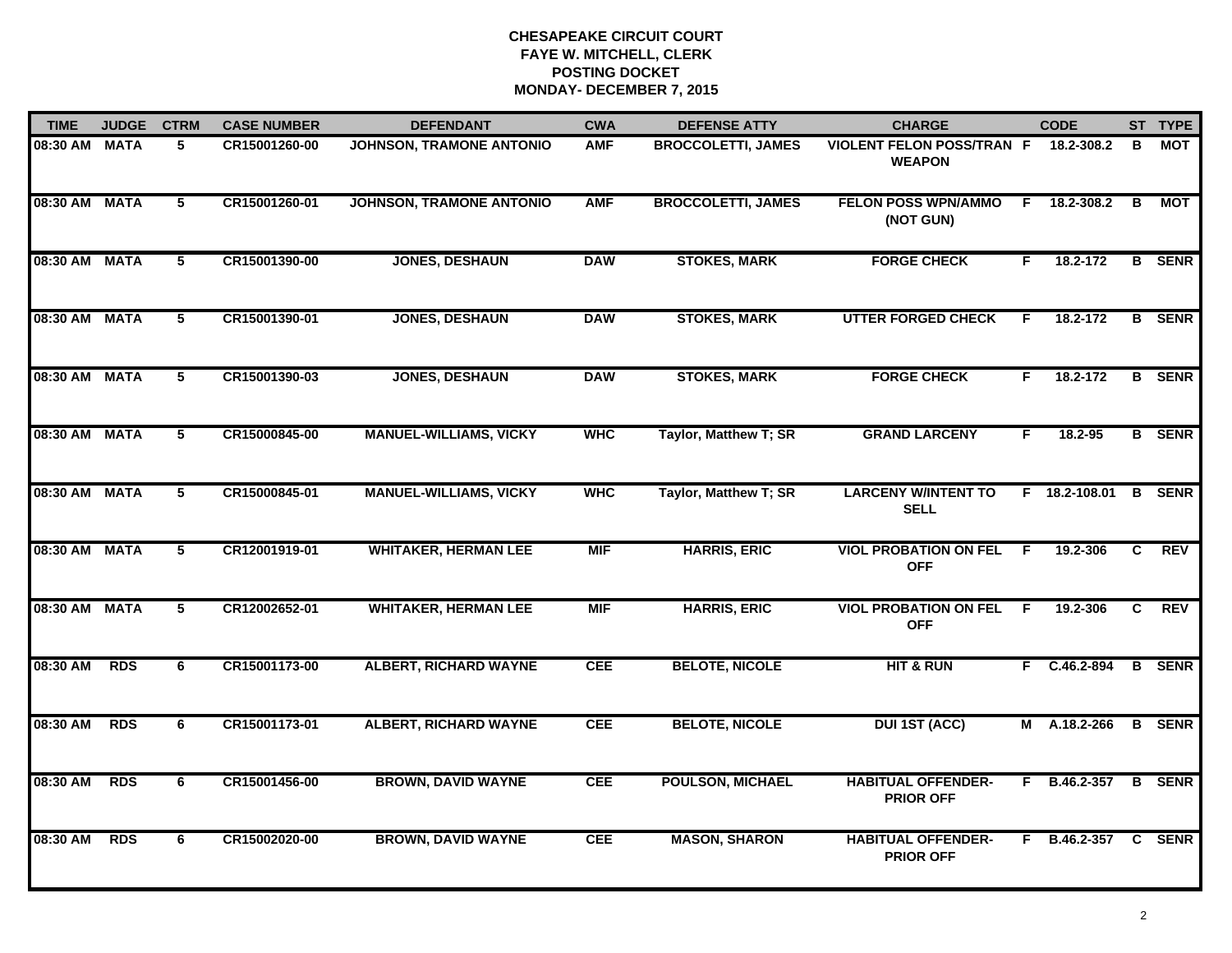# CHESAPEAKE CIRCUIT COURT
## FAYE W. MITCHELL, CLERK
## POSTING DOCKET
## MONDAY- DECEMBER 7, 2015

| TIME | JUDGE | CTRM | CASE NUMBER | DEFENDANT | CWA | DEFENSE ATTY | CHARGE | | CODE | ST | TYPE |
|---|---|---|---|---|---|---|---|---|---|---|---|
| 08:30 AM | MATA | 5 | CR15001260-00 | JOHNSON, TRAMONE ANTONIO | AMF | BROCCOLETTI, JAMES | VIOLENT FELON POSS/TRAN WEAPON | F | 18.2-308.2 | B | MOT |
| 08:30 AM | MATA | 5 | CR15001260-01 | JOHNSON, TRAMONE ANTONIO | AMF | BROCCOLETTI, JAMES | FELON POSS WPN/AMMO (NOT GUN) | F | 18.2-308.2 | B | MOT |
| 08:30 AM | MATA | 5 | CR15001390-00 | JONES, DESHAUN | DAW | STOKES, MARK | FORGE CHECK | F | 18.2-172 | B | SENR |
| 08:30 AM | MATA | 5 | CR15001390-01 | JONES, DESHAUN | DAW | STOKES, MARK | UTTER FORGED CHECK | F | 18.2-172 | B | SENR |
| 08:30 AM | MATA | 5 | CR15001390-03 | JONES, DESHAUN | DAW | STOKES, MARK | FORGE CHECK | F | 18.2-172 | B | SENR |
| 08:30 AM | MATA | 5 | CR15000845-00 | MANUEL-WILLIAMS, VICKY | WHC | Taylor, Matthew T; SR | GRAND LARCENY | F | 18.2-95 | B | SENR |
| 08:30 AM | MATA | 5 | CR15000845-01 | MANUEL-WILLIAMS, VICKY | WHC | Taylor, Matthew T; SR | LARCENY W/INTENT TO SELL | F | 18.2-108.01 | B | SENR |
| 08:30 AM | MATA | 5 | CR12001919-01 | WHITAKER, HERMAN LEE | MIF | HARRIS, ERIC | VIOL PROBATION ON FEL OFF | F | 19.2-306 | C | REV |
| 08:30 AM | MATA | 5 | CR12002652-01 | WHITAKER, HERMAN LEE | MIF | HARRIS, ERIC | VIOL PROBATION ON FEL OFF | F | 19.2-306 | C | REV |
| 08:30 AM | RDS | 6 | CR15001173-00 | ALBERT, RICHARD WAYNE | CEE | BELOTE, NICOLE | HIT & RUN | F | C.46.2-894 | B | SENR |
| 08:30 AM | RDS | 6 | CR15001173-01 | ALBERT, RICHARD WAYNE | CEE | BELOTE, NICOLE | DUI 1ST (ACC) | M | A.18.2-266 | B | SENR |
| 08:30 AM | RDS | 6 | CR15001456-00 | BROWN, DAVID WAYNE | CEE | POULSON, MICHAEL | HABITUAL OFFENDER-PRIOR OFF | F | B.46.2-357 | B | SENR |
| 08:30 AM | RDS | 6 | CR15002020-00 | BROWN, DAVID WAYNE | CEE | MASON, SHARON | HABITUAL OFFENDER-PRIOR OFF | F | B.46.2-357 | C | SENR |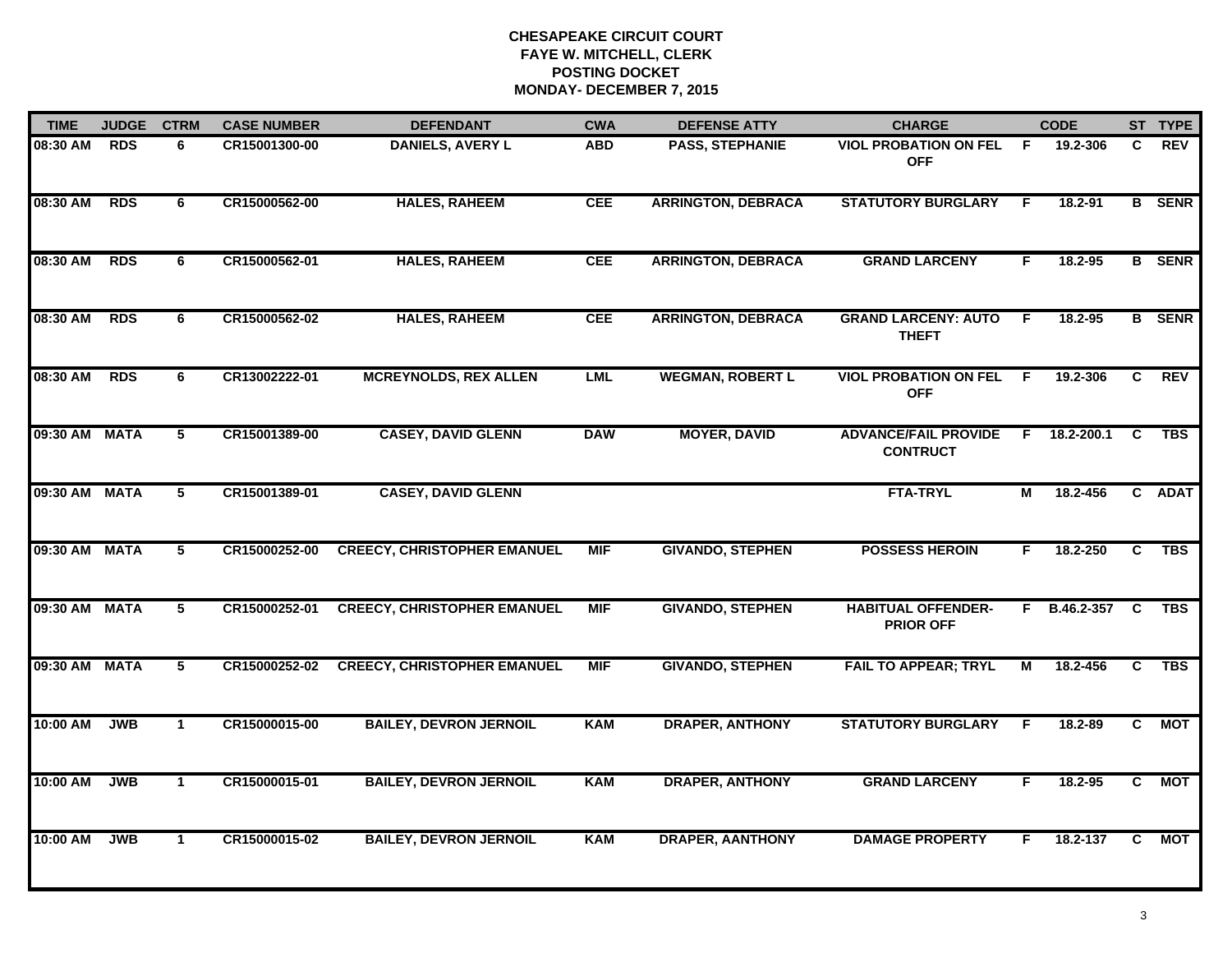# CHESAPEAKE CIRCUIT COURT
## FAYE W. MITCHELL, CLERK
## POSTING DOCKET
## MONDAY- DECEMBER 7, 2015

| TIME | JUDGE | CTRM | CASE NUMBER | DEFENDANT | CWA | DEFENSE ATTY | CHARGE | | CODE | ST | TYPE |
|---|---|---|---|---|---|---|---|---|---|---|---|
| 08:30 AM | RDS | 6 | CR15001300-00 | DANIELS, AVERY L | ABD | PASS, STEPHANIE | VIOL PROBATION ON FEL OFF | F | 19.2-306 | C | REV |
| 08:30 AM | RDS | 6 | CR15000562-00 | HALES, RAHEEM | CEE | ARRINGTON, DEBRACA | STATUTORY BURGLARY | F | 18.2-91 | B | SENR |
| 08:30 AM | RDS | 6 | CR15000562-01 | HALES, RAHEEM | CEE | ARRINGTON, DEBRACA | GRAND LARCENY | F | 18.2-95 | B | SENR |
| 08:30 AM | RDS | 6 | CR15000562-02 | HALES, RAHEEM | CEE | ARRINGTON, DEBRACA | GRAND LARCENY: AUTO THEFT | F | 18.2-95 | B | SENR |
| 08:30 AM | RDS | 6 | CR13002222-01 | MCREYNOLDS, REX ALLEN | LML | WEGMAN, ROBERT L | VIOL PROBATION ON FEL OFF | F | 19.2-306 | C | REV |
| 09:30 AM | MATA | 5 | CR15001389-00 | CASEY, DAVID GLENN | DAW | MOYER, DAVID | ADVANCE/FAIL PROVIDE CONTRUCT | F | 18.2-200.1 | C | TBS |
| 09:30 AM | MATA | 5 | CR15001389-01 | CASEY, DAVID GLENN | | | FTA-TRYL | M | 18.2-456 | C | ADAT |
| 09:30 AM | MATA | 5 | CR15000252-00 | CREECY, CHRISTOPHER EMANUEL | MIF | GIVANDO, STEPHEN | POSSESS HEROIN | F | 18.2-250 | C | TBS |
| 09:30 AM | MATA | 5 | CR15000252-01 | CREECY, CHRISTOPHER EMANUEL | MIF | GIVANDO, STEPHEN | HABITUAL OFFENDER-PRIOR OFF | F | B.46.2-357 | C | TBS |
| 09:30 AM | MATA | 5 | CR15000252-02 | CREECY, CHRISTOPHER EMANUEL | MIF | GIVANDO, STEPHEN | FAIL TO APPEAR; TRYL | M | 18.2-456 | C | TBS |
| 10:00 AM | JWB | 1 | CR15000015-00 | BAILEY, DEVRON JERNOIL | KAM | DRAPER, ANTHONY | STATUTORY BURGLARY | F | 18.2-89 | C | MOT |
| 10:00 AM | JWB | 1 | CR15000015-01 | BAILEY, DEVRON JERNOIL | KAM | DRAPER, ANTHONY | GRAND LARCENY | F | 18.2-95 | C | MOT |
| 10:00 AM | JWB | 1 | CR15000015-02 | BAILEY, DEVRON JERNOIL | KAM | DRAPER, AANTHONY | DAMAGE PROPERTY | F | 18.2-137 | C | MOT |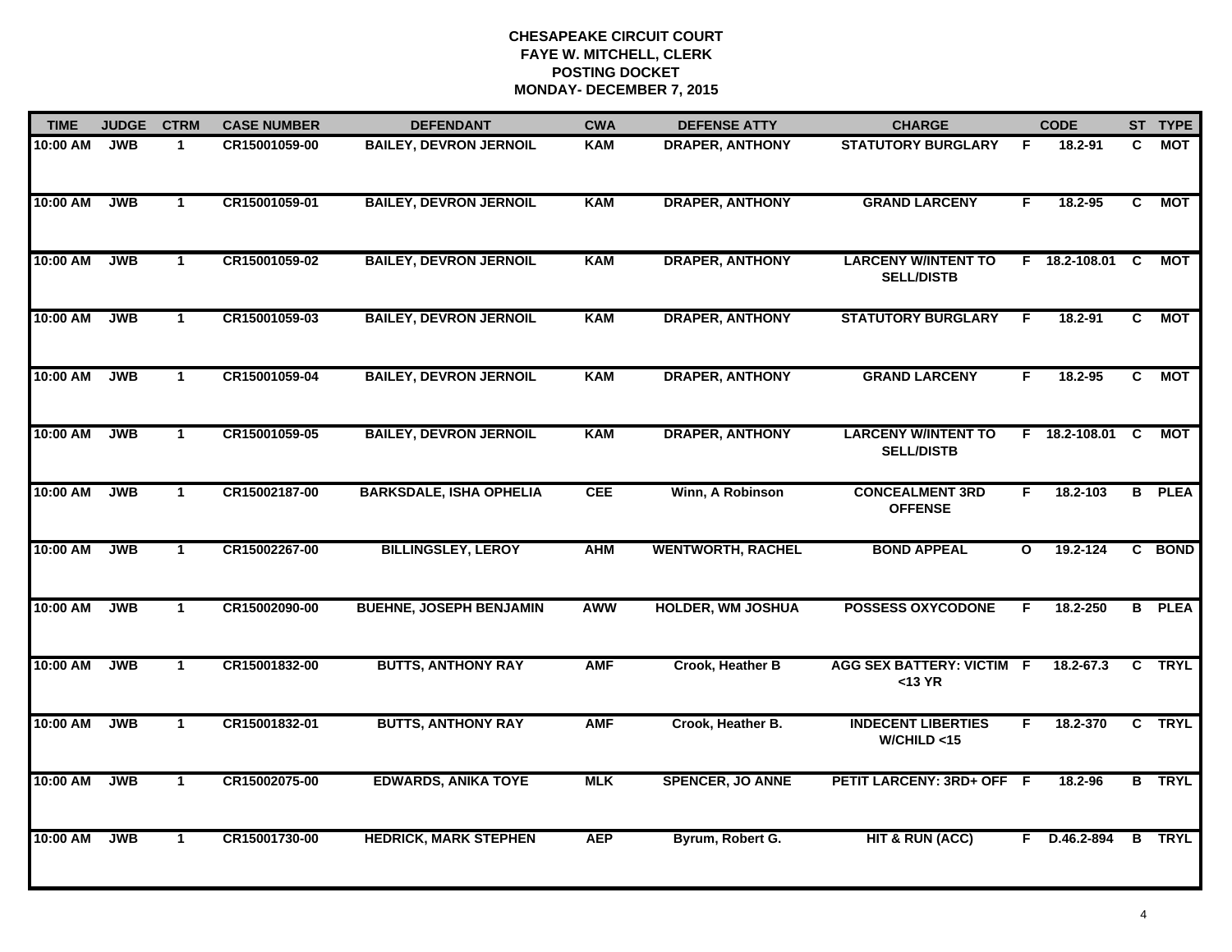**CHESAPEAKE CIRCUIT COURT**
**FAYE W. MITCHELL, CLERK**
**POSTING DOCKET**
**MONDAY- DECEMBER 7, 2015**

| TIME | JUDGE | CTRM | CASE NUMBER | DEFENDANT | CWA | DEFENSE ATTY | CHARGE | | CODE | ST | TYPE |
|---|---|---|---|---|---|---|---|---|---|---|---|
| 10:00 AM | JWB | 1 | CR15001059-00 | BAILEY, DEVRON JERNOIL | KAM | DRAPER, ANTHONY | STATUTORY BURGLARY | F | 18.2-91 | C | MOT |
| 10:00 AM | JWB | 1 | CR15001059-01 | BAILEY, DEVRON JERNOIL | KAM | DRAPER, ANTHONY | GRAND LARCENY | F | 18.2-95 | C | MOT |
| 10:00 AM | JWB | 1 | CR15001059-02 | BAILEY, DEVRON JERNOIL | KAM | DRAPER, ANTHONY | LARCENY W/INTENT TO SELL/DISTB | F | 18.2-108.01 | C | MOT |
| 10:00 AM | JWB | 1 | CR15001059-03 | BAILEY, DEVRON JERNOIL | KAM | DRAPER, ANTHONY | STATUTORY BURGLARY | F | 18.2-91 | C | MOT |
| 10:00 AM | JWB | 1 | CR15001059-04 | BAILEY, DEVRON JERNOIL | KAM | DRAPER, ANTHONY | GRAND LARCENY | F | 18.2-95 | C | MOT |
| 10:00 AM | JWB | 1 | CR15001059-05 | BAILEY, DEVRON JERNOIL | KAM | DRAPER, ANTHONY | LARCENY W/INTENT TO SELL/DISTB | F | 18.2-108.01 | C | MOT |
| 10:00 AM | JWB | 1 | CR15002187-00 | BARKSDALE, ISHA OPHELIA | CEE | Winn, A Robinson | CONCEALMENT 3RD OFFENSE | F | 18.2-103 | B | PLEA |
| 10:00 AM | JWB | 1 | CR15002267-00 | BILLINGSLEY, LEROY | AHM | WENTWORTH, RACHEL | BOND APPEAL | O | 19.2-124 | C | BOND |
| 10:00 AM | JWB | 1 | CR15002090-00 | BUEHNE, JOSEPH BENJAMIN | AWW | HOLDER, WM JOSHUA | POSSESS OXYCODONE | F | 18.2-250 | B | PLEA |
| 10:00 AM | JWB | 1 | CR15001832-00 | BUTTS, ANTHONY RAY | AMF | Crook, Heather B | AGG SEX BATTERY: VICTIM <13 YR | F | 18.2-67.3 | C | TRYL |
| 10:00 AM | JWB | 1 | CR15001832-01 | BUTTS, ANTHONY RAY | AMF | Crook, Heather B. | INDECENT LIBERTIES W/CHILD <15 | F | 18.2-370 | C | TRYL |
| 10:00 AM | JWB | 1 | CR15002075-00 | EDWARDS, ANIKA TOYE | MLK | SPENCER, JO ANNE | PETIT LARCENY: 3RD+ OFF | F | 18.2-96 | B | TRYL |
| 10:00 AM | JWB | 1 | CR15001730-00 | HEDRICK, MARK STEPHEN | AEP | Byrum, Robert G. | HIT & RUN (ACC) | F | D.46.2-894 | B | TRYL |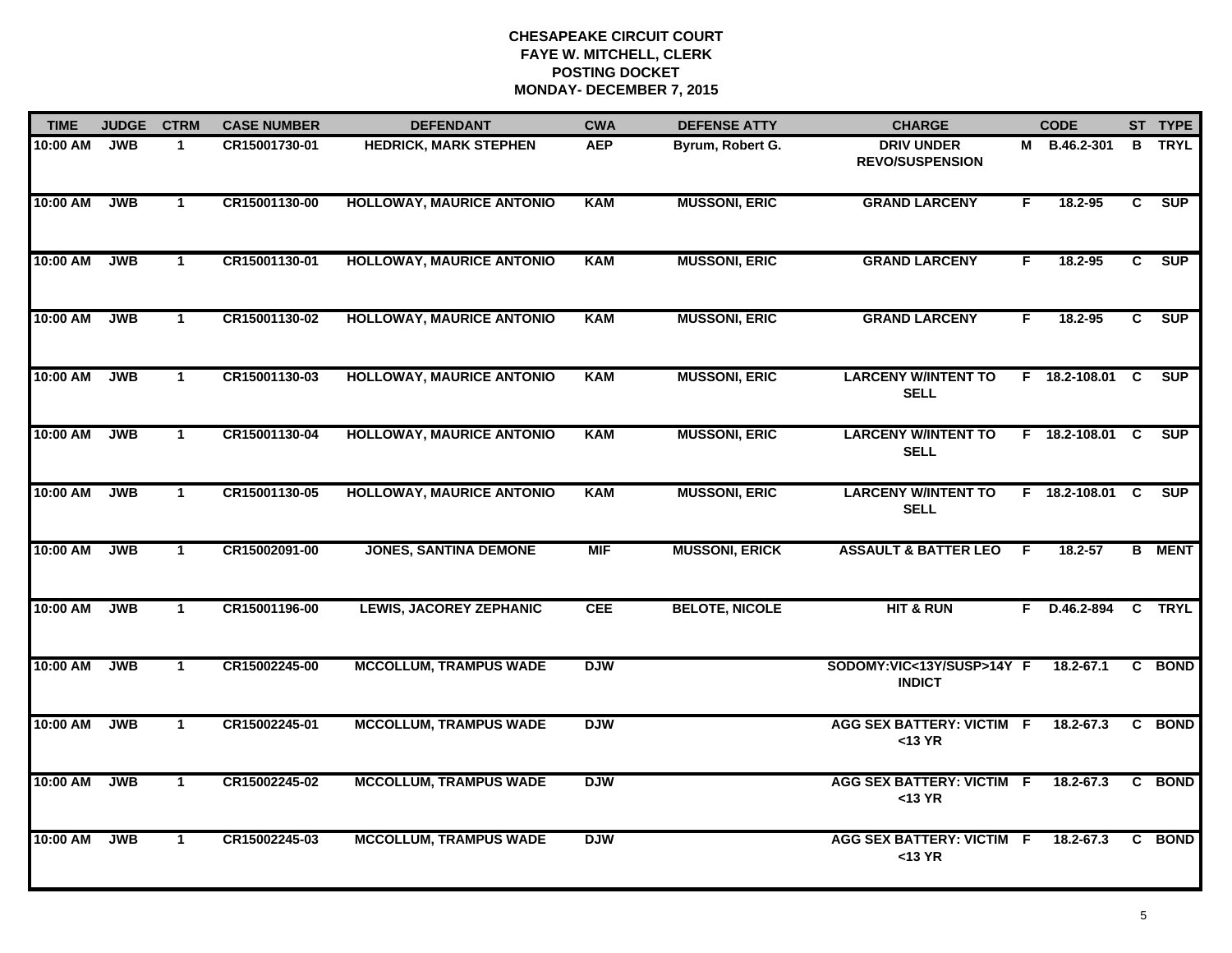# CHESAPEAKE CIRCUIT COURT
## FAYE W. MITCHELL, CLERK
## POSTING DOCKET
## MONDAY- DECEMBER 7, 2015

| TIME | JUDGE | CTRM | CASE NUMBER | DEFENDANT | CWA | DEFENSE ATTY | CHARGE | | CODE | ST | TYPE |
|---|---|---|---|---|---|---|---|---|---|---|---|
| 10:00 AM | JWB | 1 | CR15001730-01 | HEDRICK, MARK STEPHEN | AEP | Byrum, Robert G. | DRIV UNDER REVO/SUSPENSION | M | B.46.2-301 | B | TRYL |
| 10:00 AM | JWB | 1 | CR15001130-00 | HOLLOWAY, MAURICE ANTONIO | KAM | MUSSONI, ERIC | GRAND LARCENY | F | 18.2-95 | C | SUP |
| 10:00 AM | JWB | 1 | CR15001130-01 | HOLLOWAY, MAURICE ANTONIO | KAM | MUSSONI, ERIC | GRAND LARCENY | F | 18.2-95 | C | SUP |
| 10:00 AM | JWB | 1 | CR15001130-02 | HOLLOWAY, MAURICE ANTONIO | KAM | MUSSONI, ERIC | GRAND LARCENY | F | 18.2-95 | C | SUP |
| 10:00 AM | JWB | 1 | CR15001130-03 | HOLLOWAY, MAURICE ANTONIO | KAM | MUSSONI, ERIC | LARCENY W/INTENT TO SELL | F | 18.2-108.01 | C | SUP |
| 10:00 AM | JWB | 1 | CR15001130-04 | HOLLOWAY, MAURICE ANTONIO | KAM | MUSSONI, ERIC | LARCENY W/INTENT TO SELL | F | 18.2-108.01 | C | SUP |
| 10:00 AM | JWB | 1 | CR15001130-05 | HOLLOWAY, MAURICE ANTONIO | KAM | MUSSONI, ERIC | LARCENY W/INTENT TO SELL | F | 18.2-108.01 | C | SUP |
| 10:00 AM | JWB | 1 | CR15002091-00 | JONES, SANTINA DEMONE | MIF | MUSSONI, ERICK | ASSAULT & BATTER LEO | F | 18.2-57 | B | MENT |
| 10:00 AM | JWB | 1 | CR15001196-00 | LEWIS, JACOREY ZEPHANIC | CEE | BELOTE, NICOLE | HIT & RUN | F | D.46.2-894 | C | TRYL |
| 10:00 AM | JWB | 1 | CR15002245-00 | MCCOLLUM, TRAMPUS WADE | DJW | | SODOMY:VIC<13Y/SUSP>14Y INDICT | F | 18.2-67.1 | C | BOND |
| 10:00 AM | JWB | 1 | CR15002245-01 | MCCOLLUM, TRAMPUS WADE | DJW | | AGG SEX BATTERY: VICTIM <13 YR | F | 18.2-67.3 | C | BOND |
| 10:00 AM | JWB | 1 | CR15002245-02 | MCCOLLUM, TRAMPUS WADE | DJW | | AGG SEX BATTERY: VICTIM <13 YR | F | 18.2-67.3 | C | BOND |
| 10:00 AM | JWB | 1 | CR15002245-03 | MCCOLLUM, TRAMPUS WADE | DJW | | AGG SEX BATTERY: VICTIM <13 YR | F | 18.2-67.3 | C | BOND |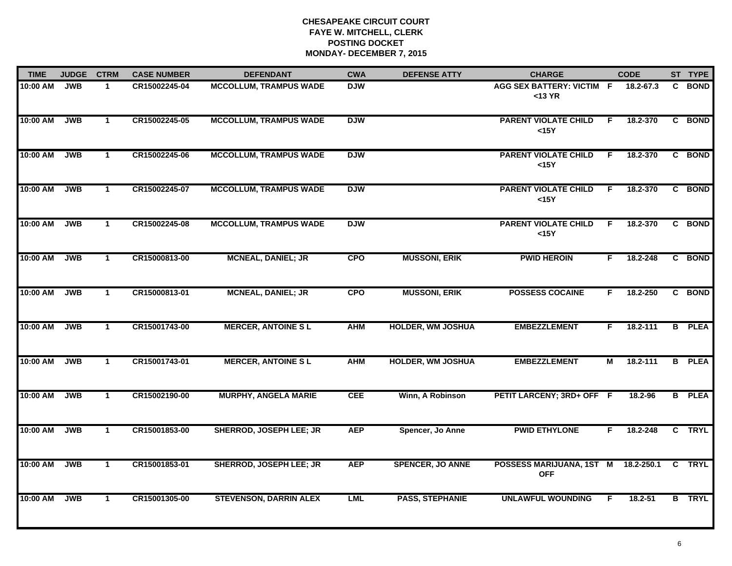# CHESAPEAKE CIRCUIT COURT
## FAYE W. MITCHELL, CLERK
## POSTING DOCKET
## MONDAY- DECEMBER 7, 2015

| TIME | JUDGE | CTRM | CASE NUMBER | DEFENDANT | CWA | DEFENSE ATTY | CHARGE | | CODE | ST | TYPE |
|---|---|---|---|---|---|---|---|---|---|---|---|
| 10:00 AM | JWB | 1 | CR15002245-04 | MCCOLLUM, TRAMPUS WADE | DJW | | AGG SEX BATTERY: VICTIM <13 YR | F | 18.2-67.3 | C | BOND |
| 10:00 AM | JWB | 1 | CR15002245-05 | MCCOLLUM, TRAMPUS WADE | DJW | | PARENT VIOLATE CHILD <15Y | F | 18.2-370 | C | BOND |
| 10:00 AM | JWB | 1 | CR15002245-06 | MCCOLLUM, TRAMPUS WADE | DJW | | PARENT VIOLATE CHILD <15Y | F | 18.2-370 | C | BOND |
| 10:00 AM | JWB | 1 | CR15002245-07 | MCCOLLUM, TRAMPUS WADE | DJW | | PARENT VIOLATE CHILD <15Y | F | 18.2-370 | C | BOND |
| 10:00 AM | JWB | 1 | CR15002245-08 | MCCOLLUM, TRAMPUS WADE | DJW | | PARENT VIOLATE CHILD <15Y | F | 18.2-370 | C | BOND |
| 10:00 AM | JWB | 1 | CR15000813-00 | MCNEAL, DANIEL; JR | CPO | MUSSONI, ERIK | PWID HEROIN | F | 18.2-248 | C | BOND |
| 10:00 AM | JWB | 1 | CR15000813-01 | MCNEAL, DANIEL; JR | CPO | MUSSONI, ERIK | POSSESS COCAINE | F | 18.2-250 | C | BOND |
| 10:00 AM | JWB | 1 | CR15001743-00 | MERCER, ANTOINE S L | AHM | HOLDER, WM JOSHUA | EMBEZZLEMENT | F | 18.2-111 | B | PLEA |
| 10:00 AM | JWB | 1 | CR15001743-01 | MERCER, ANTOINE S L | AHM | HOLDER, WM JOSHUA | EMBEZZLEMENT | M | 18.2-111 | B | PLEA |
| 10:00 AM | JWB | 1 | CR15002190-00 | MURPHY, ANGELA MARIE | CEE | Winn, A Robinson | PETIT LARCENY; 3RD+ OFF | F | 18.2-96 | B | PLEA |
| 10:00 AM | JWB | 1 | CR15001853-00 | SHERROD, JOSEPH LEE; JR | AEP | Spencer, Jo Anne | PWID ETHYLONE | F | 18.2-248 | C | TRYL |
| 10:00 AM | JWB | 1 | CR15001853-01 | SHERROD, JOSEPH LEE; JR | AEP | SPENCER, JO ANNE | POSSESS MARIJUANA, 1ST OFF | M | 18.2-250.1 | C | TRYL |
| 10:00 AM | JWB | 1 | CR15001305-00 | STEVENSON, DARRIN ALEX | LML | PASS, STEPHANIE | UNLAWFUL WOUNDING | F | 18.2-51 | B | TRYL |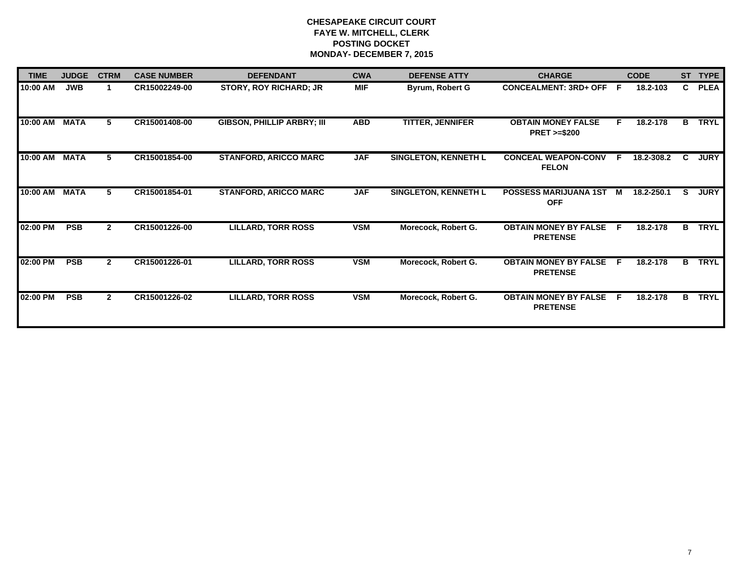**CHESAPEAKE CIRCUIT COURT**
**FAYE W. MITCHELL, CLERK**
**POSTING DOCKET**
**MONDAY- DECEMBER 7, 2015**

| TIME | JUDGE | CTRM | CASE NUMBER | DEFENDANT | CWA | DEFENSE ATTY | CHARGE | | CODE | ST | TYPE |
|---|---|---|---|---|---|---|---|---|---|---|---|
| 10:00 AM | JWB | 1 | CR15002249-00 | STORY, ROY RICHARD; JR | MIF | Byrum, Robert G | CONCEALMENT: 3RD+ OFF | F | 18.2-103 | C | PLEA |
| 10:00 AM | MATA | 5 | CR15001408-00 | GIBSON, PHILLIP ARBRY; III | ABD | TITTER, JENNIFER | OBTAIN MONEY FALSE PRET >=$200 | F | 18.2-178 | B | TRYL |
| 10:00 AM | MATA | 5 | CR15001854-00 | STANFORD, ARICCO MARC | JAF | SINGLETON, KENNETH L | CONCEAL WEAPON-CONV FELON | F | 18.2-308.2 | C | JURY |
| 10:00 AM | MATA | 5 | CR15001854-01 | STANFORD, ARICCO MARC | JAF | SINGLETON, KENNETH L | POSSESS MARIJUANA 1ST OFF | M | 18.2-250.1 | S | JURY |
| 02:00 PM | PSB | 2 | CR15001226-00 | LILLARD, TORR ROSS | VSM | Morecock, Robert G. | OBTAIN MONEY BY FALSE PRETENSE | F | 18.2-178 | B | TRYL |
| 02:00 PM | PSB | 2 | CR15001226-01 | LILLARD, TORR ROSS | VSM | Morecock, Robert G. | OBTAIN MONEY BY FALSE PRETENSE | F | 18.2-178 | B | TRYL |
| 02:00 PM | PSB | 2 | CR15001226-02 | LILLARD, TORR ROSS | VSM | Morecock, Robert G. | OBTAIN MONEY BY FALSE PRETENSE | F | 18.2-178 | B | TRYL |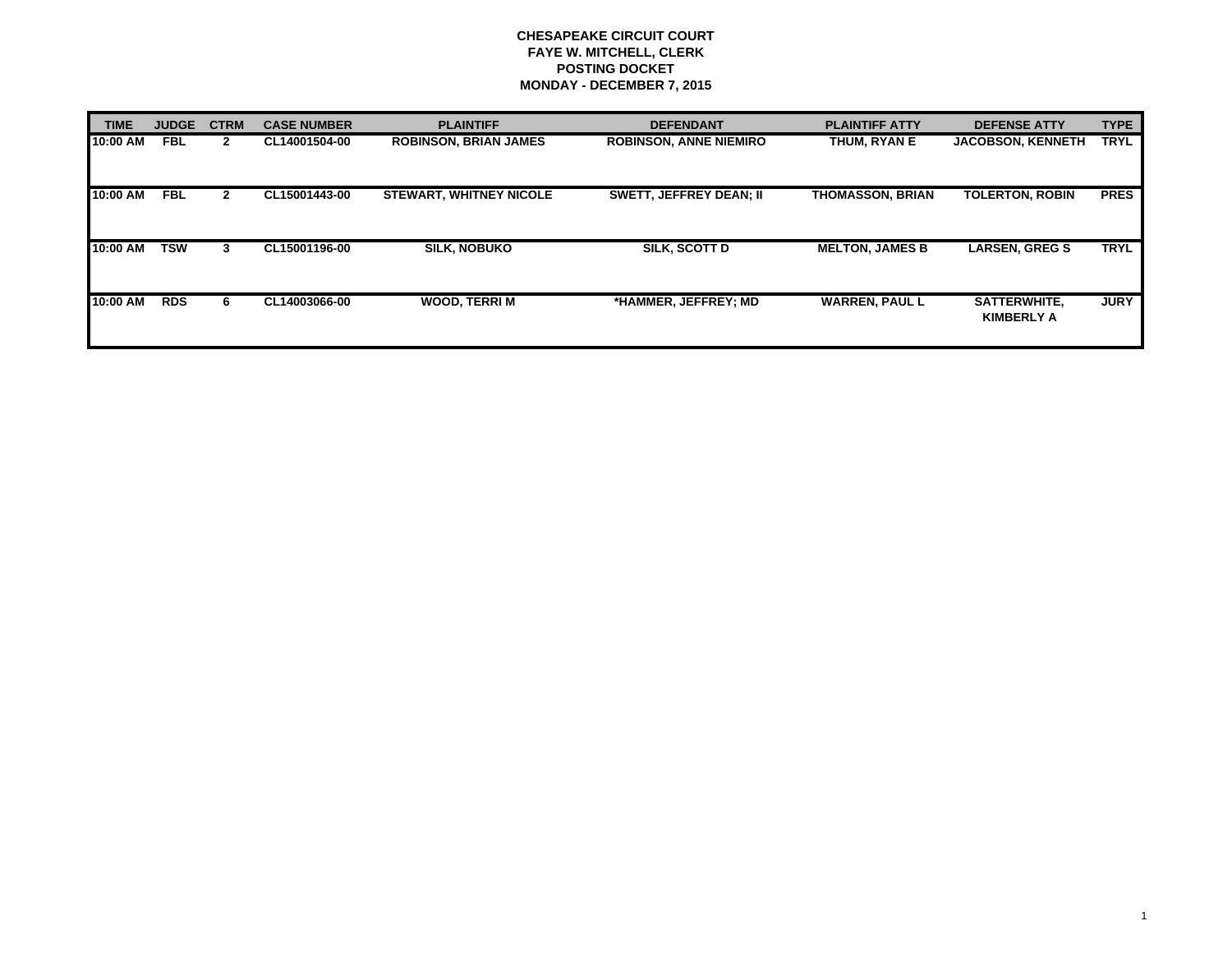**CHESAPEAKE CIRCUIT COURT**
**FAYE W. MITCHELL, CLERK**
**POSTING DOCKET**
**MONDAY - DECEMBER 7, 2015**

| TIME | JUDGE | CTRM | CASE NUMBER | PLAINTIFF | DEFENDANT | PLAINTIFF ATTY | DEFENSE ATTY | TYPE |
|---|---|---|---|---|---|---|---|---|
| 10:00 AM | FBL | 2 | CL14001504-00 | ROBINSON, BRIAN JAMES | ROBINSON, ANNE NIEMIRO | THUM, RYAN E | JACOBSON, KENNETH | TRYL |
| 10:00 AM | FBL | 2 | CL15001443-00 | STEWART, WHITNEY NICOLE | SWETT, JEFFREY DEAN; II | THOMASSON, BRIAN | TOLERTON, ROBIN | PRES |
| 10:00 AM | TSW | 3 | CL15001196-00 | SILK, NOBUKO | SILK, SCOTT D | MELTON, JAMES B | LARSEN, GREG S | TRYL |
| 10:00 AM | RDS | 6 | CL14003066-00 | WOOD, TERRI M | *HAMMER, JEFFREY; MD | WARREN, PAUL L | SATTERWHITE, KIMBERLY A | JURY |